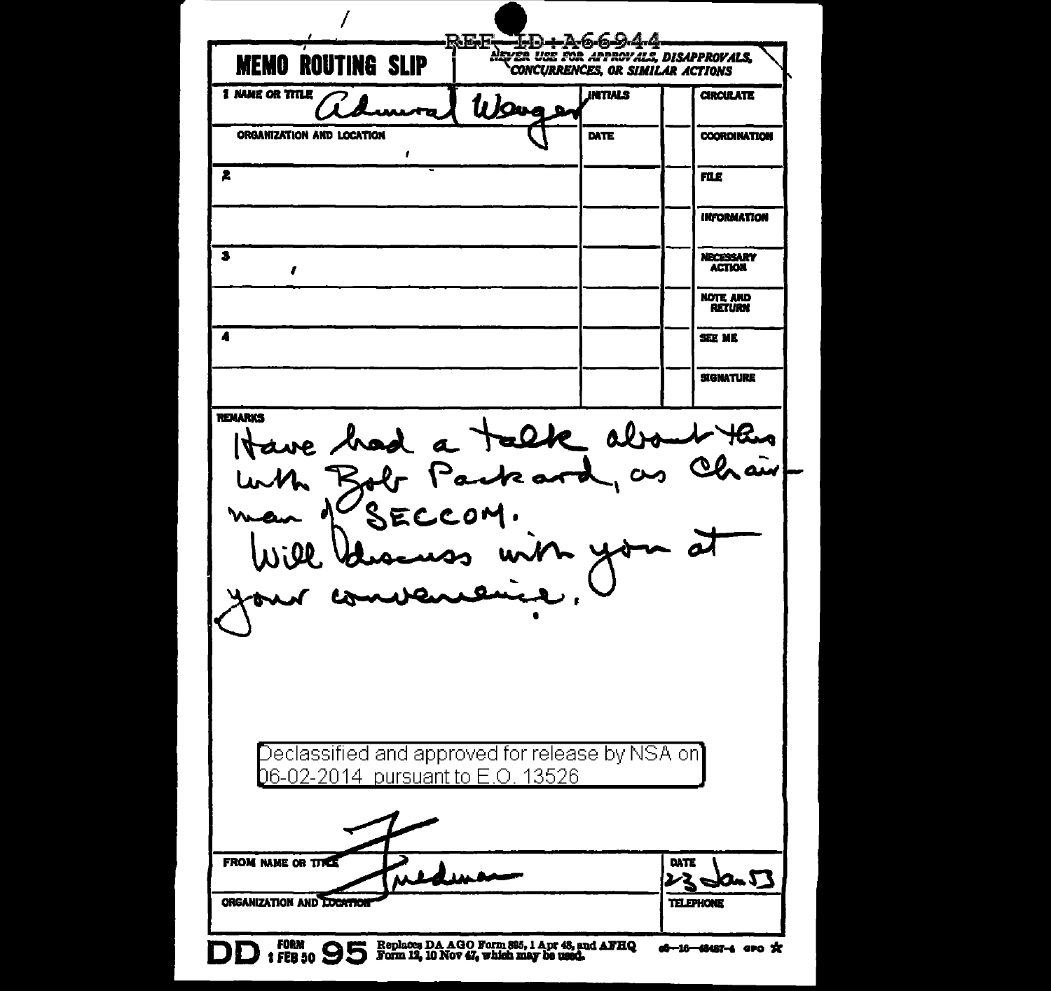REF ID:A66944

**MEMO ROUTING SLIP**

NEVER USE FOR APPROVALS, DISAPPROVALS, CONCURRENCES, OR SIMILAR ACTIONS

| NAME OR TITLE | INITIALS | | |
|---|---|---|---|
| 1 Admiral Wenger | | | CIRCULATE |
| ORGANIZATION AND LOCATION | DATE | | COORDINATION |
| 2 | | | FILE |
| | | | INFORMATION |
| 3 | | | NECESSARY ACTION |
| | | | NOTE AND RETURN |
| 4 | | | SEE ME |
| | | | SIGNATURE |

REMARKS

Have had a talk about this with Bob Packard, as Chairman of SECCOM.

Will discuss with you at your convenience.

Declassified and approved for release by NSA on 06-02-2014 pursuant to E.O. 13526

FROM NAME OR TITLE: Friedman

DATE: 23 Jan 53

ORGANIZATION AND LOCATION

TELEPHONE

DD FORM 1 FEB 50 95 Replaces DA AGO Form 895, 1 Apr 48, and AFHQ Form 12, 10 Nov 47, which may be used.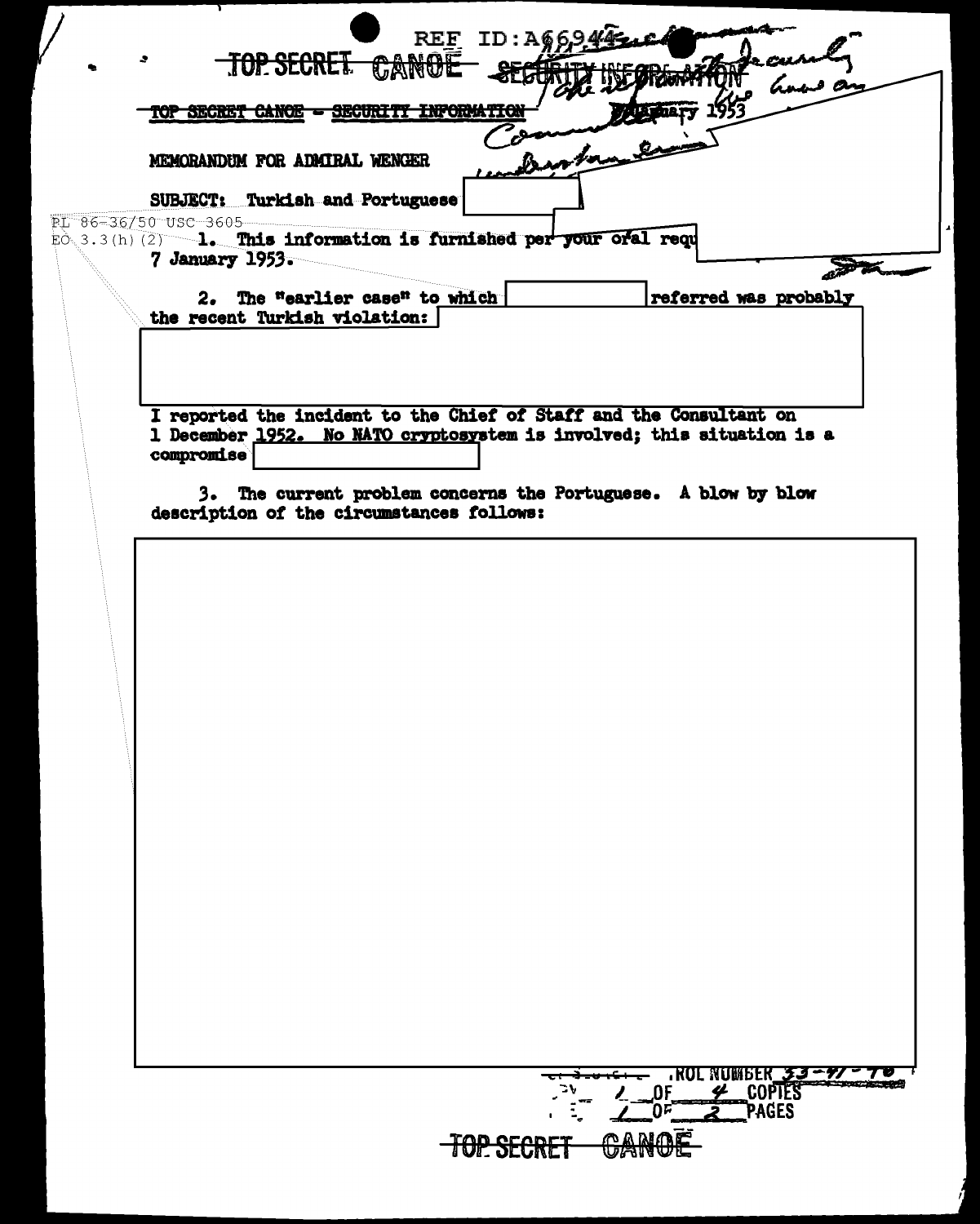REF ID:A66944

TOP SECRET CANOE - SECURITY INFORMATION

TOP SECRET CANOE - SECURITY INFORMATION

January 1953

MEMORANDUM FOR ADMIRAL WENGER

SUBJECT: Turkish and Portuguese

PL 86-36/50 USC 3605
EO 3.3(h)(2)

1. This information is furnished per your oral requ 7 January 1953.

2. The "earlier case" to which referred was probably the recent Turkish violation:

I reported the incident to the Chief of Staff and the Consultant on 1 December 1952. No NATO cryptosystem is involved; this situation is a compromise

3. The current problem concerns the Portuguese. A blow by blow description of the circumstances follows:

CONTROL NUMBER 53-47-76
COPY 1 OF 4 COPIES
PAGE 1 OF 2 PAGES

TOP SECRET CANOE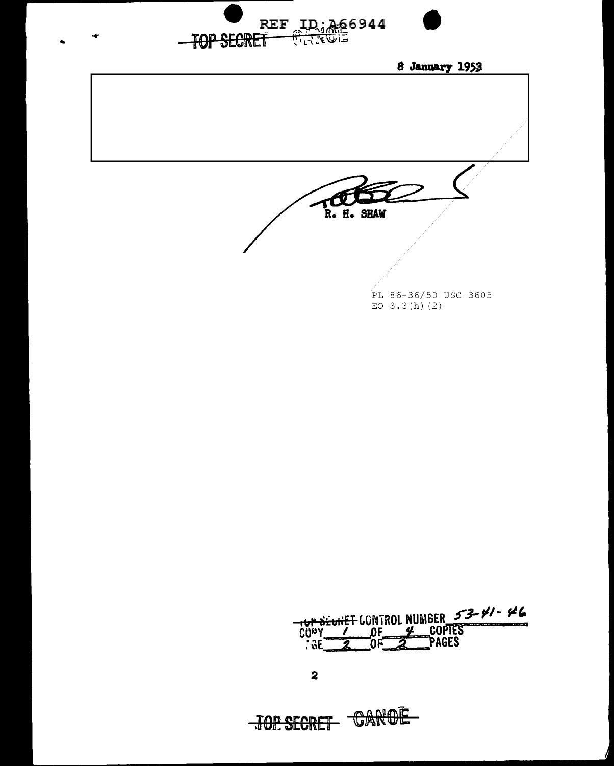REF ID:A66944

~~TOP SECRET~~ CANOE

8 January 1953

R. H. SHAW

PL 86-36/50 USC 3605
EO 3.3(h)(2)

~~TOP SECRET~~ CONTROL NUMBER 53-41-46
COPY 1 OF 4 COPIES
PAGE 2 OF 2 PAGES

~~TOP SECRET~~ ~~CANOE~~